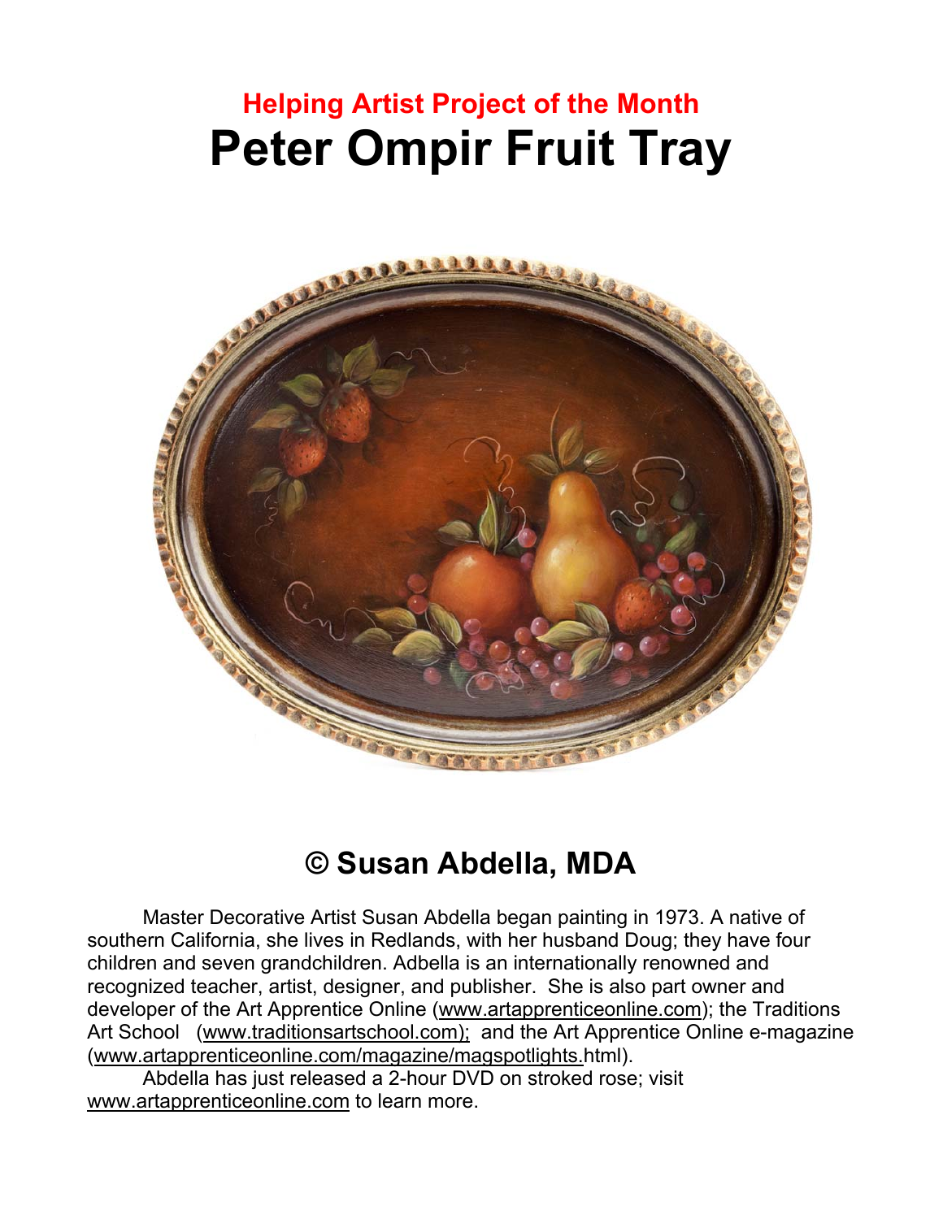## Helping Artist Project of the Month

# Peter Ompir Fruit Tray

## © Susan Abdella, MDA

Master Decorative Artist Susan Abdella began painting in 1973. A native of southern California, she lives in Redlands, with her husband Doug; they have four children and seven grandchildren. Adbella is an internationally renowned and recognized teacher, artist, designer, and publisher. She is also part owner and developer of the Art Apprentice Online (www.artapprenticeonline.com); the Traditions Art School (www.traditionsartschool.com); and the Art Apprentice Online e-magazine (www.artapprenticeonline.com/magazine/magspotlights.html).

Abdella has just released a 2-hour DVD on stroked rose; visit www.artapprenticeonline.com to learn more.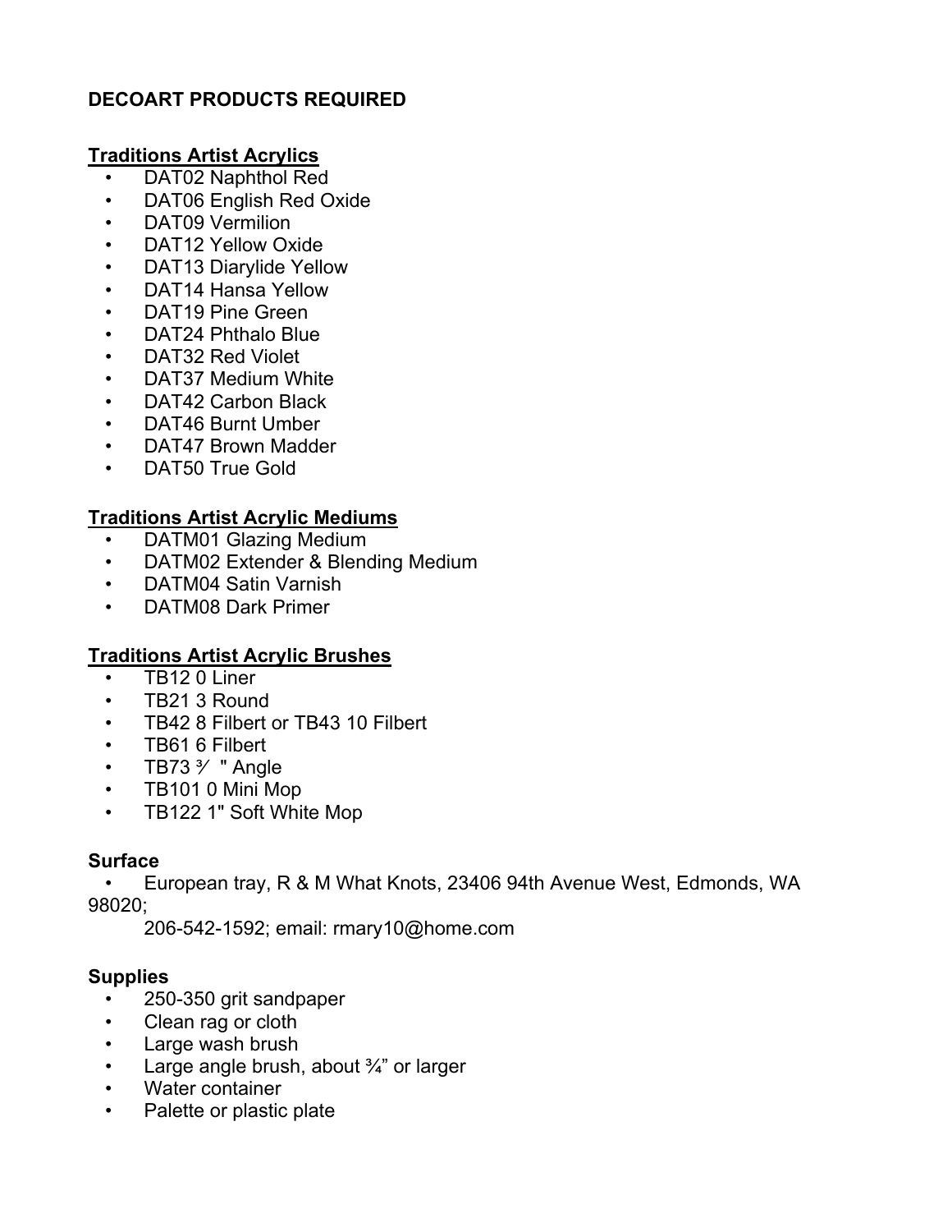**DECOART PRODUCTS REQUIRED**

**Traditions Artist Acrylics**

- DAT02 Naphthol Red
- DAT06 English Red Oxide
- DAT09 Vermilion
- DAT12 Yellow Oxide
- DAT13 Diarylide Yellow
- DAT14 Hansa Yellow
- DAT19 Pine Green
- DAT24 Phthalo Blue
- DAT32 Red Violet
- DAT37 Medium White
- DAT42 Carbon Black
- DAT46 Burnt Umber
- DAT47 Brown Madder
- DAT50 True Gold

**Traditions Artist Acrylic Mediums**

- DATM01 Glazing Medium
- DATM02 Extender & Blending Medium
- DATM04 Satin Varnish
- DATM08 Dark Primer

**Traditions Artist Acrylic Brushes**

- TB12 0 Liner
- TB21 3 Round
- TB42 8 Filbert or TB43 10 Filbert
- TB61 6 Filbert
- TB73 ³⁄ " Angle
- TB101 0 Mini Mop
- TB122 1" Soft White Mop

**Surface**

- European tray, R & M What Knots, 23406 94th Avenue West, Edmonds, WA 98020;
  206-542-1592; email: rmary10@home.com

**Supplies**

- 250-350 grit sandpaper
- Clean rag or cloth
- Large wash brush
- Large angle brush, about ¾" or larger
- Water container
- Palette or plastic plate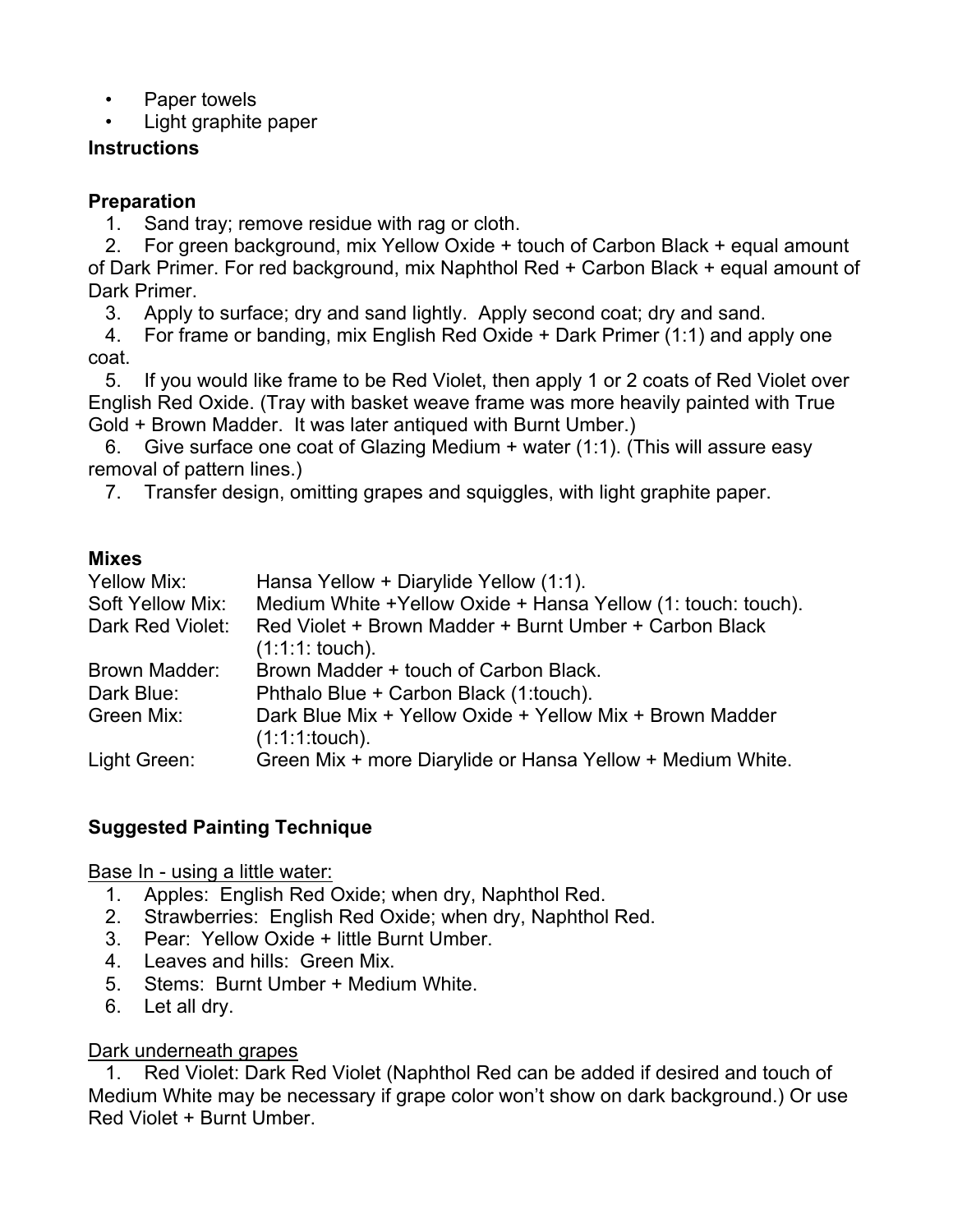- Paper towels
- Light graphite paper

**Instructions**

**Preparation**

1. Sand tray; remove residue with rag or cloth.
2. For green background, mix Yellow Oxide + touch of Carbon Black + equal amount of Dark Primer. For red background, mix Naphthol Red + Carbon Black + equal amount of Dark Primer.
3. Apply to surface; dry and sand lightly. Apply second coat; dry and sand.
4. For frame or banding, mix English Red Oxide + Dark Primer (1:1) and apply one coat.
5. If you would like frame to be Red Violet, then apply 1 or 2 coats of Red Violet over English Red Oxide. (Tray with basket weave frame was more heavily painted with True Gold + Brown Madder. It was later antiqued with Burnt Umber.)
6. Give surface one coat of Glazing Medium + water (1:1). (This will assure easy removal of pattern lines.)
7. Transfer design, omitting grapes and squiggles, with light graphite paper.

**Mixes**

| | |
|---|---|
| Yellow Mix: | Hansa Yellow + Diarylide Yellow (1:1). |
| Soft Yellow Mix: | Medium White +Yellow Oxide + Hansa Yellow (1: touch: touch). |
| Dark Red Violet: | Red Violet + Brown Madder + Burnt Umber + Carbon Black (1:1:1: touch). |
| Brown Madder: | Brown Madder + touch of Carbon Black. |
| Dark Blue: | Phthalo Blue + Carbon Black (1:touch). |
| Green Mix: | Dark Blue Mix + Yellow Oxide + Yellow Mix + Brown Madder (1:1:1:touch). |
| Light Green: | Green Mix + more Diarylide or Hansa Yellow + Medium White. |

**Suggested Painting Technique**

Base In - using a little water:

1. Apples: English Red Oxide; when dry, Naphthol Red.
2. Strawberries: English Red Oxide; when dry, Naphthol Red.
3. Pear: Yellow Oxide + little Burnt Umber.
4. Leaves and hills: Green Mix.
5. Stems: Burnt Umber + Medium White.
6. Let all dry.

Dark underneath grapes

1. Red Violet: Dark Red Violet (Naphthol Red can be added if desired and touch of Medium White may be necessary if grape color won't show on dark background.) Or use Red Violet + Burnt Umber.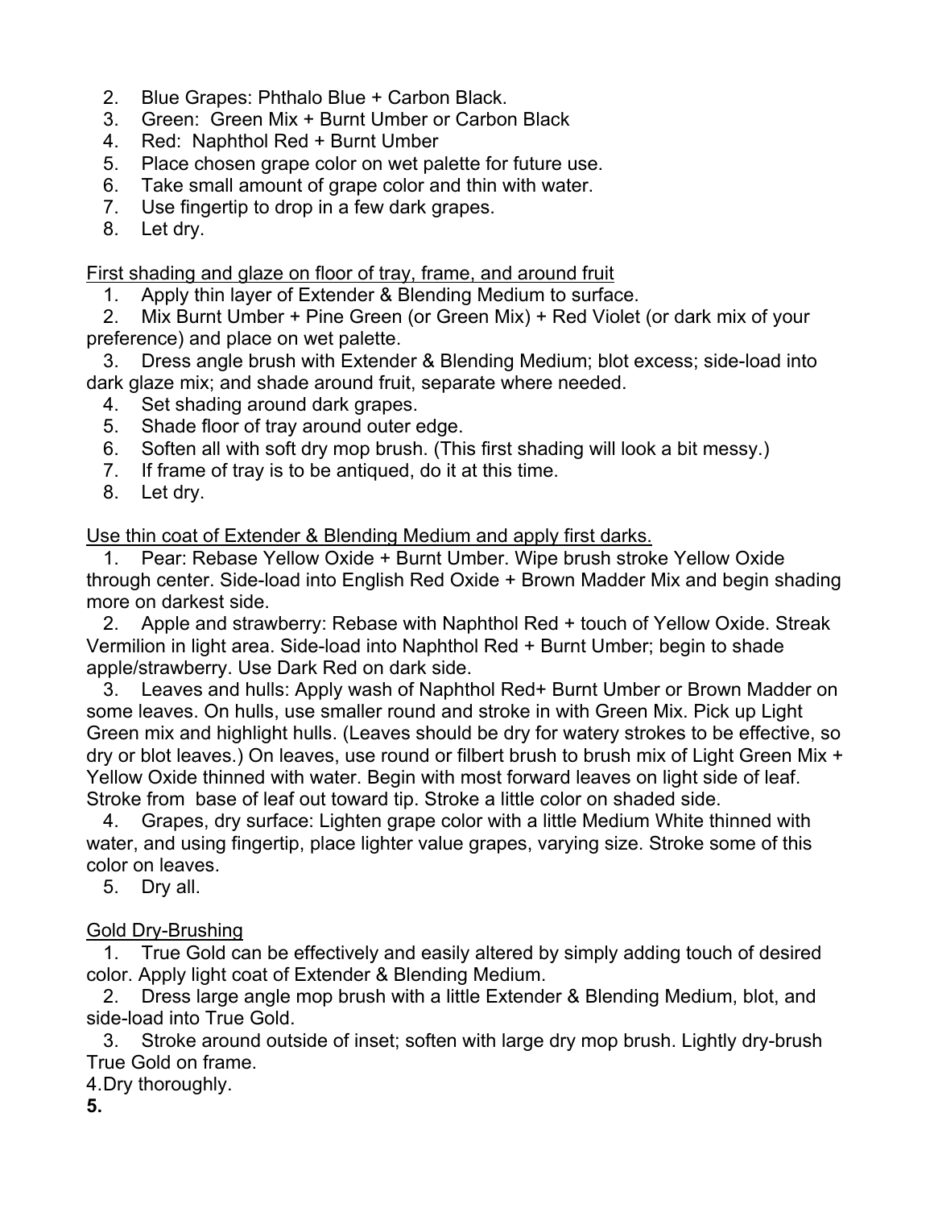2. Blue Grapes: Phthalo Blue + Carbon Black.
3. Green: Green Mix + Burnt Umber or Carbon Black
4. Red: Naphthol Red + Burnt Umber
5. Place chosen grape color on wet palette for future use.
6. Take small amount of grape color and thin with water.
7. Use fingertip to drop in a few dark grapes.
8. Let dry.

<u>First shading and glaze on floor of tray, frame, and around fruit</u>

1. Apply thin layer of Extender & Blending Medium to surface.
2. Mix Burnt Umber + Pine Green (or Green Mix) + Red Violet (or dark mix of your preference) and place on wet palette.
3. Dress angle brush with Extender & Blending Medium; blot excess; side-load into dark glaze mix; and shade around fruit, separate where needed.
4. Set shading around dark grapes.
5. Shade floor of tray around outer edge.
6. Soften all with soft dry mop brush. (This first shading will look a bit messy.)
7. If frame of tray is to be antiqued, do it at this time.
8. Let dry.

<u>Use thin coat of Extender & Blending Medium and apply first darks.</u>

1. Pear: Rebase Yellow Oxide + Burnt Umber. Wipe brush stroke Yellow Oxide through center. Side-load into English Red Oxide + Brown Madder Mix and begin shading more on darkest side.
2. Apple and strawberry: Rebase with Naphthol Red + touch of Yellow Oxide. Streak Vermilion in light area. Side-load into Naphthol Red + Burnt Umber; begin to shade apple/strawberry. Use Dark Red on dark side.
3. Leaves and hulls: Apply wash of Naphthol Red+ Burnt Umber or Brown Madder on some leaves. On hulls, use smaller round and stroke in with Green Mix. Pick up Light Green mix and highlight hulls. (Leaves should be dry for watery strokes to be effective, so dry or blot leaves.) On leaves, use round or filbert brush to brush mix of Light Green Mix + Yellow Oxide thinned with water. Begin with most forward leaves on light side of leaf. Stroke from base of leaf out toward tip. Stroke a little color on shaded side.
4. Grapes, dry surface: Lighten grape color with a little Medium White thinned with water, and using fingertip, place lighter value grapes, varying size. Stroke some of this color on leaves.
5. Dry all.

<u>Gold Dry-Brushing</u>

1. True Gold can be effectively and easily altered by simply adding touch of desired color. Apply light coat of Extender & Blending Medium.
2. Dress large angle mop brush with a little Extender & Blending Medium, blot, and side-load into True Gold.
3. Stroke around outside of inset; soften with large dry mop brush. Lightly dry-brush True Gold on frame.
4. Dry thoroughly.
5.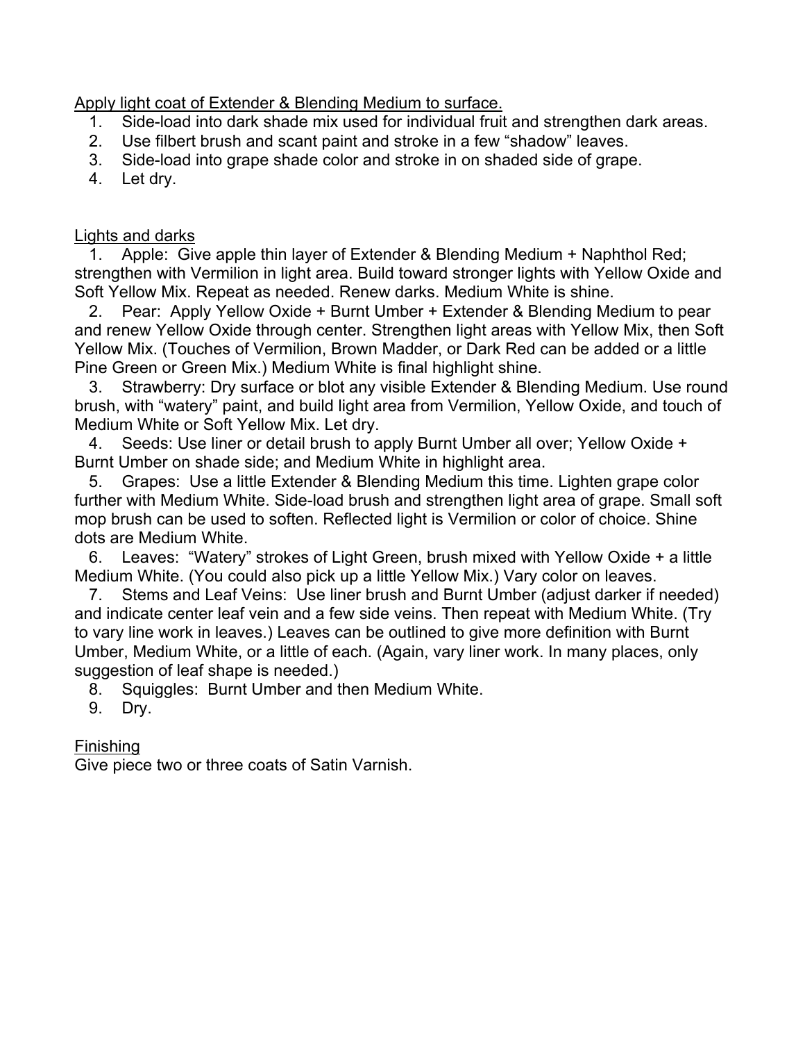Apply light coat of Extender & Blending Medium to surface.

1. Side-load into dark shade mix used for individual fruit and strengthen dark areas.
2. Use filbert brush and scant paint and stroke in a few "shadow" leaves.
3. Side-load into grape shade color and stroke in on shaded side of grape.
4. Let dry.

Lights and darks

1. Apple: Give apple thin layer of Extender & Blending Medium + Naphthol Red; strengthen with Vermilion in light area. Build toward stronger lights with Yellow Oxide and Soft Yellow Mix. Repeat as needed. Renew darks. Medium White is shine.
2. Pear: Apply Yellow Oxide + Burnt Umber + Extender & Blending Medium to pear and renew Yellow Oxide through center. Strengthen light areas with Yellow Mix, then Soft Yellow Mix. (Touches of Vermilion, Brown Madder, or Dark Red can be added or a little Pine Green or Green Mix.) Medium White is final highlight shine.
3. Strawberry: Dry surface or blot any visible Extender & Blending Medium. Use round brush, with "watery" paint, and build light area from Vermilion, Yellow Oxide, and touch of Medium White or Soft Yellow Mix. Let dry.
4. Seeds: Use liner or detail brush to apply Burnt Umber all over; Yellow Oxide + Burnt Umber on shade side; and Medium White in highlight area.
5. Grapes: Use a little Extender & Blending Medium this time. Lighten grape color further with Medium White. Side-load brush and strengthen light area of grape. Small soft mop brush can be used to soften. Reflected light is Vermilion or color of choice. Shine dots are Medium White.
6. Leaves: "Watery" strokes of Light Green, brush mixed with Yellow Oxide + a little Medium White. (You could also pick up a little Yellow Mix.) Vary color on leaves.
7. Stems and Leaf Veins: Use liner brush and Burnt Umber (adjust darker if needed) and indicate center leaf vein and a few side veins. Then repeat with Medium White. (Try to vary line work in leaves.) Leaves can be outlined to give more definition with Burnt Umber, Medium White, or a little of each. (Again, vary liner work. In many places, only suggestion of leaf shape is needed.)
8. Squiggles: Burnt Umber and then Medium White.
9. Dry.

Finishing

Give piece two or three coats of Satin Varnish.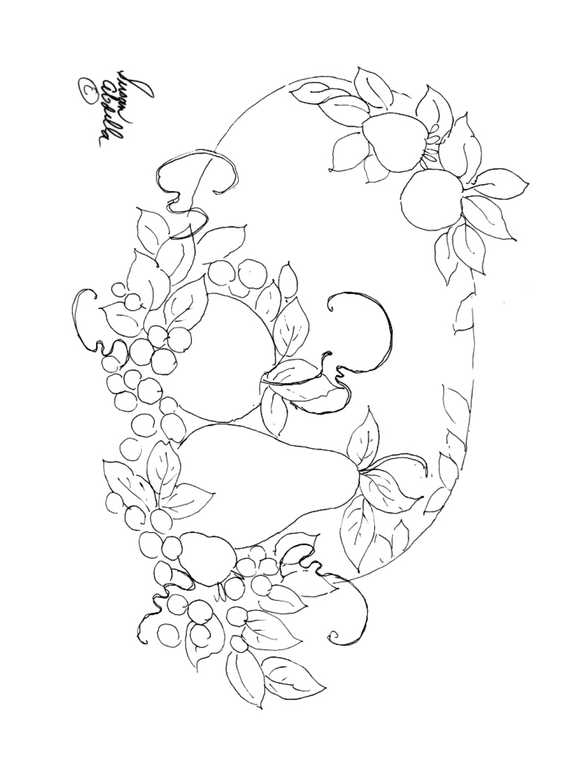Susan Abdella ©